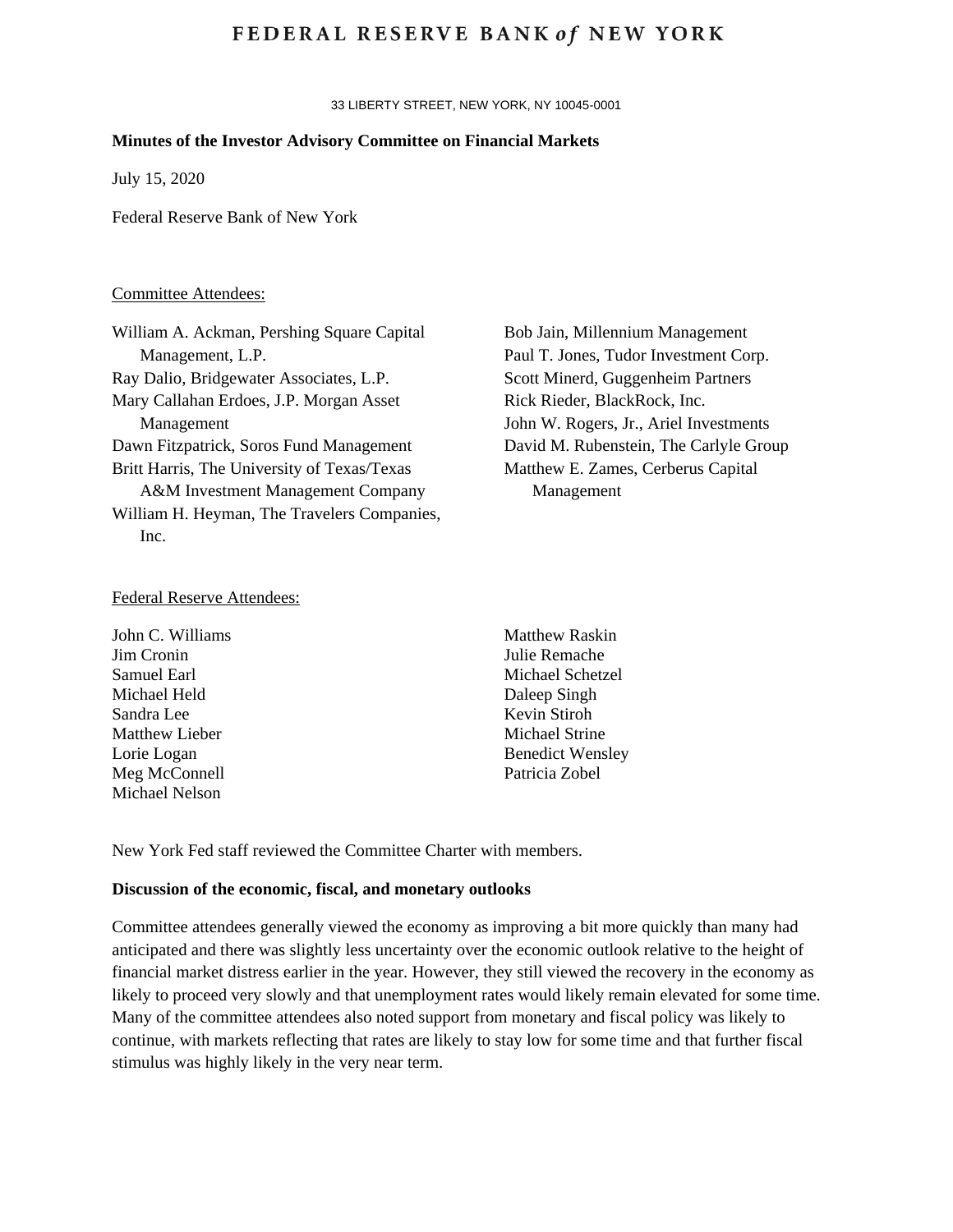# FEDERAL RESERVE BANK *of* NEW YORK

33 LIBERTY STREET, NEW YORK, NY 10045-0001

**Minutes of the Investor Advisory Committee on Financial Markets**

July 15, 2020

Federal Reserve Bank of New York

Committee Attendees:

William A. Ackman, Pershing Square Capital Management, L.P.
Ray Dalio, Bridgewater Associates, L.P.
Mary Callahan Erdoes, J.P. Morgan Asset Management
Dawn Fitzpatrick, Soros Fund Management
Britt Harris, The University of Texas/Texas A&M Investment Management Company
William H. Heyman, The Travelers Companies, Inc.
Bob Jain, Millennium Management
Paul T. Jones, Tudor Investment Corp.
Scott Minerd, Guggenheim Partners
Rick Rieder, BlackRock, Inc.
John W. Rogers, Jr., Ariel Investments
David M. Rubenstein, The Carlyle Group
Matthew E. Zames, Cerberus Capital Management

Federal Reserve Attendees:

John C. Williams
Jim Cronin
Samuel Earl
Michael Held
Sandra Lee
Matthew Lieber
Lorie Logan
Meg McConnell
Michael Nelson
Matthew Raskin
Julie Remache
Michael Schetzel
Daleep Singh
Kevin Stiroh
Michael Strine
Benedict Wensley
Patricia Zobel

New York Fed staff reviewed the Committee Charter with members.

**Discussion of the economic, fiscal, and monetary outlooks**

Committee attendees generally viewed the economy as improving a bit more quickly than many had anticipated and there was slightly less uncertainty over the economic outlook relative to the height of financial market distress earlier in the year. However, they still viewed the recovery in the economy as likely to proceed very slowly and that unemployment rates would likely remain elevated for some time. Many of the committee attendees also noted support from monetary and fiscal policy was likely to continue, with markets reflecting that rates are likely to stay low for some time and that further fiscal stimulus was highly likely in the very near term.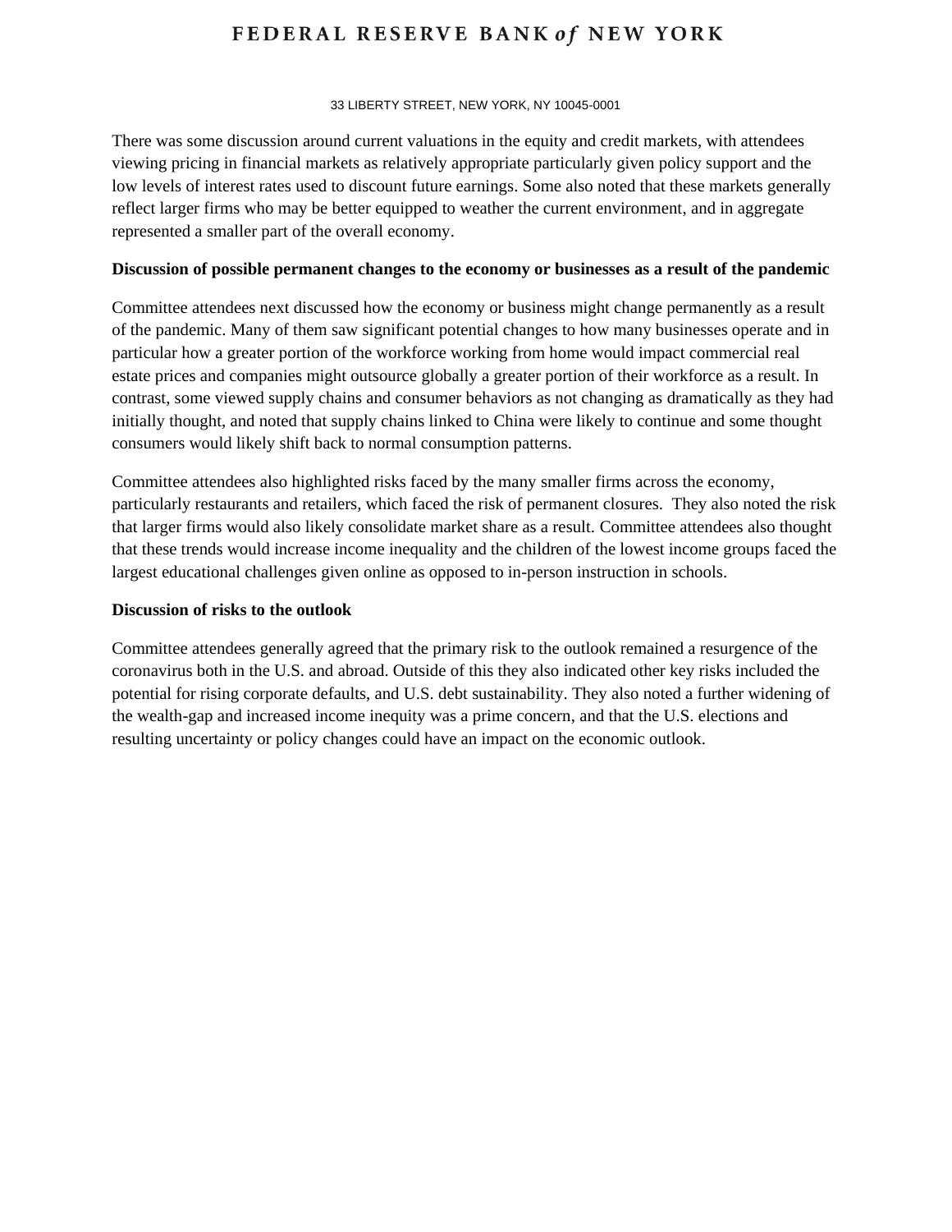There was some discussion around current valuations in the equity and credit markets, with attendees viewing pricing in financial markets as relatively appropriate particularly given policy support and the low levels of interest rates used to discount future earnings. Some also noted that these markets generally reflect larger firms who may be better equipped to weather the current environment, and in aggregate represented a smaller part of the overall economy.

**Discussion of possible permanent changes to the economy or businesses as a result of the pandemic**

Committee attendees next discussed how the economy or business might change permanently as a result of the pandemic. Many of them saw significant potential changes to how many businesses operate and in particular how a greater portion of the workforce working from home would impact commercial real estate prices and companies might outsource globally a greater portion of their workforce as a result. In contrast, some viewed supply chains and consumer behaviors as not changing as dramatically as they had initially thought, and noted that supply chains linked to China were likely to continue and some thought consumers would likely shift back to normal consumption patterns.

Committee attendees also highlighted risks faced by the many smaller firms across the economy, particularly restaurants and retailers, which faced the risk of permanent closures. They also noted the risk that larger firms would also likely consolidate market share as a result. Committee attendees also thought that these trends would increase income inequality and the children of the lowest income groups faced the largest educational challenges given online as opposed to in-person instruction in schools.

**Discussion of risks to the outlook**

Committee attendees generally agreed that the primary risk to the outlook remained a resurgence of the coronavirus both in the U.S. and abroad. Outside of this they also indicated other key risks included the potential for rising corporate defaults, and U.S. debt sustainability. They also noted a further widening of the wealth-gap and increased income inequity was a prime concern, and that the U.S. elections and resulting uncertainty or policy changes could have an impact on the economic outlook.